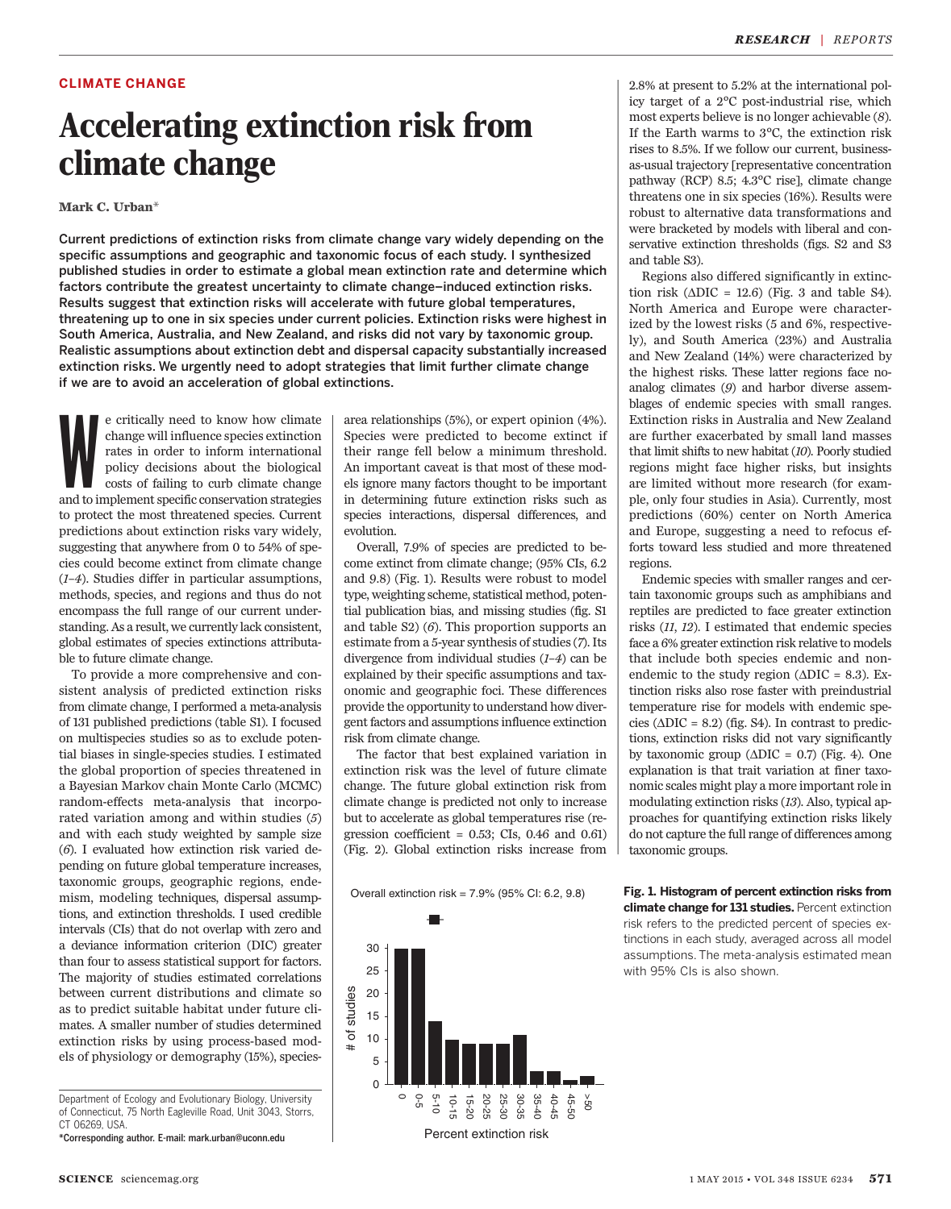CLIMATE CHANGE

# Accelerating extinction risk from climate change

**Mark C. Urban***

**Current predictions of extinction risks from climate change vary widely depending on the specific assumptions and geographic and taxonomic focus of each study. I synthesized published studies in order to estimate a global mean extinction rate and determine which factors contribute the greatest uncertainty to climate change–induced extinction risks. Results suggest that extinction risks will accelerate with future global temperatures, threatening up to one in six species under current policies. Extinction risks were highest in South America, Australia, and New Zealand, and risks did not vary by taxonomic group. Realistic assumptions about extinction debt and dispersal capacity substantially increased extinction risks. We urgently need to adopt strategies that limit further climate change if we are to avoid an acceleration of global extinctions.**

We critically need to know how climate change will influence species extinction rates in order to inform international policy decisions about the biological costs of failing to curb climate change and to implement specific conservation strategies to protect the most threatened species. Current predictions about extinction risks vary widely, suggesting that anywhere from 0 to 54% of species could become extinct from climate change (*1–4*). Studies differ in particular assumptions, methods, species, and regions and thus do not encompass the full range of our current understanding. As a result, we currently lack consistent, global estimates of species extinctions attributable to future climate change.

To provide a more comprehensive and consistent analysis of predicted extinction risks from climate change, I performed a meta-analysis of 131 published predictions (table S1). I focused on multispecies studies so as to exclude potential biases in single-species studies. I estimated the global proportion of species threatened in a Bayesian Markov chain Monte Carlo (MCMC) random-effects meta-analysis that incorporated variation among and within studies (*5*) and with each study weighted by sample size (*6*). I evaluated how extinction risk varied depending on future global temperature increases, taxonomic groups, geographic regions, endemism, modeling techniques, dispersal assumptions, and extinction thresholds. I used credible intervals (CIs) that do not overlap with zero and a deviance information criterion (DIC) greater than four to assess statistical support for factors. The majority of studies estimated correlations between current distributions and climate so as to predict suitable habitat under future climates. A smaller number of studies determined extinction risks by using process-based models of physiology or demography (15%), species-area relationships (5%), or expert opinion (4%). Species were predicted to become extinct if their range fell below a minimum threshold. An important caveat is that most of these models ignore many factors thought to be important in determining future extinction risks such as species interactions, dispersal differences, and evolution.

Overall, 7.9% of species are predicted to become extinct from climate change; (95% CIs, 6.2 and 9.8) (Fig. 1). Results were robust to model type, weighting scheme, statistical method, potential publication bias, and missing studies (fig. S1 and table S2) (*6*). This proportion supports an estimate from a 5-year synthesis of studies (*7*). Its divergence from individual studies (*1–4*) can be explained by their specific assumptions and taxonomic and geographic foci. These differences provide the opportunity to understand how divergent factors and assumptions influence extinction risk from climate change.

The factor that best explained variation in extinction risk was the level of future climate change. The future global extinction risk from climate change is predicted not only to increase but to accelerate as global temperatures rise (regression coefficient = 0.53; CIs, 0.46 and 0.61) (Fig. 2). Global extinction risks increase from 2.8% at present to 5.2% at the international policy target of a 2°C post-industrial rise, which most experts believe is no longer achievable (*8*). If the Earth warms to 3°C, the extinction risk rises to 8.5%. If we follow our current, business-as-usual trajectory [representative concentration pathway (RCP) 8.5; 4.3°C rise], climate change threatens one in six species (16%). Results were robust to alternative data transformations and were bracketed by models with liberal and conservative extinction thresholds (figs. S2 and S3 and table S3).

Regions also differed significantly in extinction risk ($\Delta$DIC = 12.6) (Fig. 3 and table S4). North America and Europe were characterized by the lowest risks (5 and 6%, respectively), and South America (23%) and Australia and New Zealand (14%) were characterized by the highest risks. These latter regions face no-analog climates (*9*) and harbor diverse assemblages of endemic species with small ranges. Extinction risks in Australia and New Zealand are further exacerbated by small land masses that limit shifts to new habitat (*10*). Poorly studied regions might face higher risks, but insights are limited without more research (for example, only four studies in Asia). Currently, most predictions (60%) center on North America and Europe, suggesting a need to refocus efforts toward less studied and more threatened regions.

Endemic species with smaller ranges and certain taxonomic groups such as amphibians and reptiles are predicted to face greater extinction risks (*11*, *12*). I estimated that endemic species face a 6% greater extinction risk relative to models that include both species endemic and non-endemic to the study region ($\Delta$DIC = 8.3). Extinction risks also rose faster with preindustrial temperature rise for models with endemic species ($\Delta$DIC = 8.2) (fig. S4). In contrast to predictions, extinction risks did not vary significantly by taxonomic group ($\Delta$DIC = 0.7) (Fig. 4). One explanation is that trait variation at finer taxonomic scales might play a more important role in modulating extinction risks (*13*). Also, typical approaches for quantifying extinction risks likely do not capture the full range of differences among taxonomic groups.

Overall extinction risk = 7.9% (95% CI: 6.2, 9.8)

| Percent extinction risk | # of studies |
|---|---|
| 0 | 30 |
| 0-5 | 30 |
| 5-10 | 14 |
| 10-15 | 10 |
| 15-20 | 9 |
| 20-25 | 9 |
| 25-30 | 9 |
| 30-35 | 11 |
| 35-40 | 3 |
| 40-45 | 3 |
| 45-50 | 1 |
| >50 | 2 |

**Fig. 1. Histogram of percent extinction risks from climate change for 131 studies.** Percent extinction risk refers to the predicted percent of species extinctions in each study, averaged across all model assumptions. The meta-analysis estimated mean with 95% CIs is also shown.

Department of Ecology and Evolutionary Biology, University of Connecticut, 75 North Eagleville Road, Unit 3043, Storrs, CT 06269, USA.
*Corresponding author. E-mail: mark.urban@uconn.edu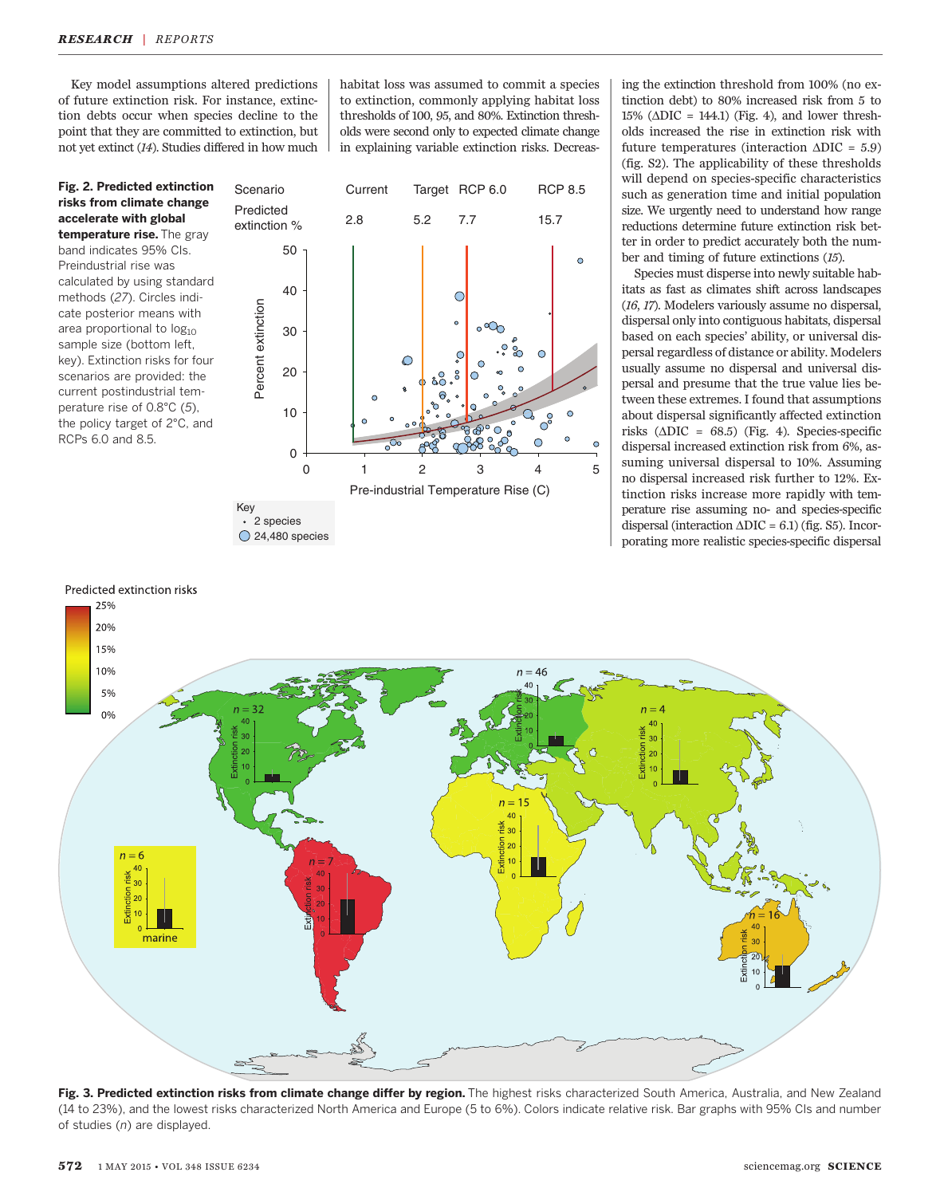Key model assumptions altered predictions of future extinction risk. For instance, extinction debts occur when species decline to the point that they are committed to extinction, but not yet extinct (*14*). Studies differed in how much habitat loss was assumed to commit a species to extinction, commonly applying habitat loss thresholds of 100, 95, and 80%. Extinction thresholds were second only to expected climate change in explaining variable extinction risks. Decreasing the extinction threshold from 100% (no extinction debt) to 80% increased risk from 5 to 15% (ΔDIC = 144.1) (Fig. 4), and lower thresholds increased the rise in extinction risk with future temperatures (interaction ΔDIC = 5.9) (fig. S2). The applicability of these thresholds will depend on species-specific characteristics such as generation time and initial population size. We urgently need to understand how range reductions determine future extinction risk better in order to predict accurately both the number and timing of future extinctions (*15*).

Species must disperse into newly suitable habitats as fast as climates shift across landscapes (*16*, *17*). Modelers variously assume no dispersal, dispersal only into contiguous habitats, dispersal based on each species' ability, or universal dispersal regardless of distance or ability. Modelers usually assume no dispersal and universal dispersal and presume that the true value lies between these extremes. I found that assumptions about dispersal significantly affected extinction risks (ΔDIC = 68.5) (Fig. 4). Species-specific dispersal increased extinction risk from 6%, assuming universal dispersal to 10%. Assuming no dispersal increased risk further to 12%. Extinction risks increase more rapidly with temperature rise assuming no- and species-specific dispersal (interaction ΔDIC = 6.1) (fig. S5). Incorporating more realistic species-specific dispersal

**Fig. 2. Predicted extinction risks from climate change accelerate with global temperature rise.** The gray band indicates 95% CIs. Preindustrial rise was calculated by using standard methods (*27*). Circles indicate posterior means with area proportional to $\log_{10}$ sample size (bottom left, key). Extinction risks for four scenarios are provided: the current postindustrial temperature rise of 0.8°C (*5*), the policy target of 2°C, and RCPs 6.0 and 8.5.

**Fig. 3. Predicted extinction risks from climate change differ by region.** The highest risks characterized South America, Australia, and New Zealand (14 to 23%), and the lowest risks characterized North America and Europe (5 to 6%). Colors indicate relative risk. Bar graphs with 95% CIs and number of studies (*n*) are displayed.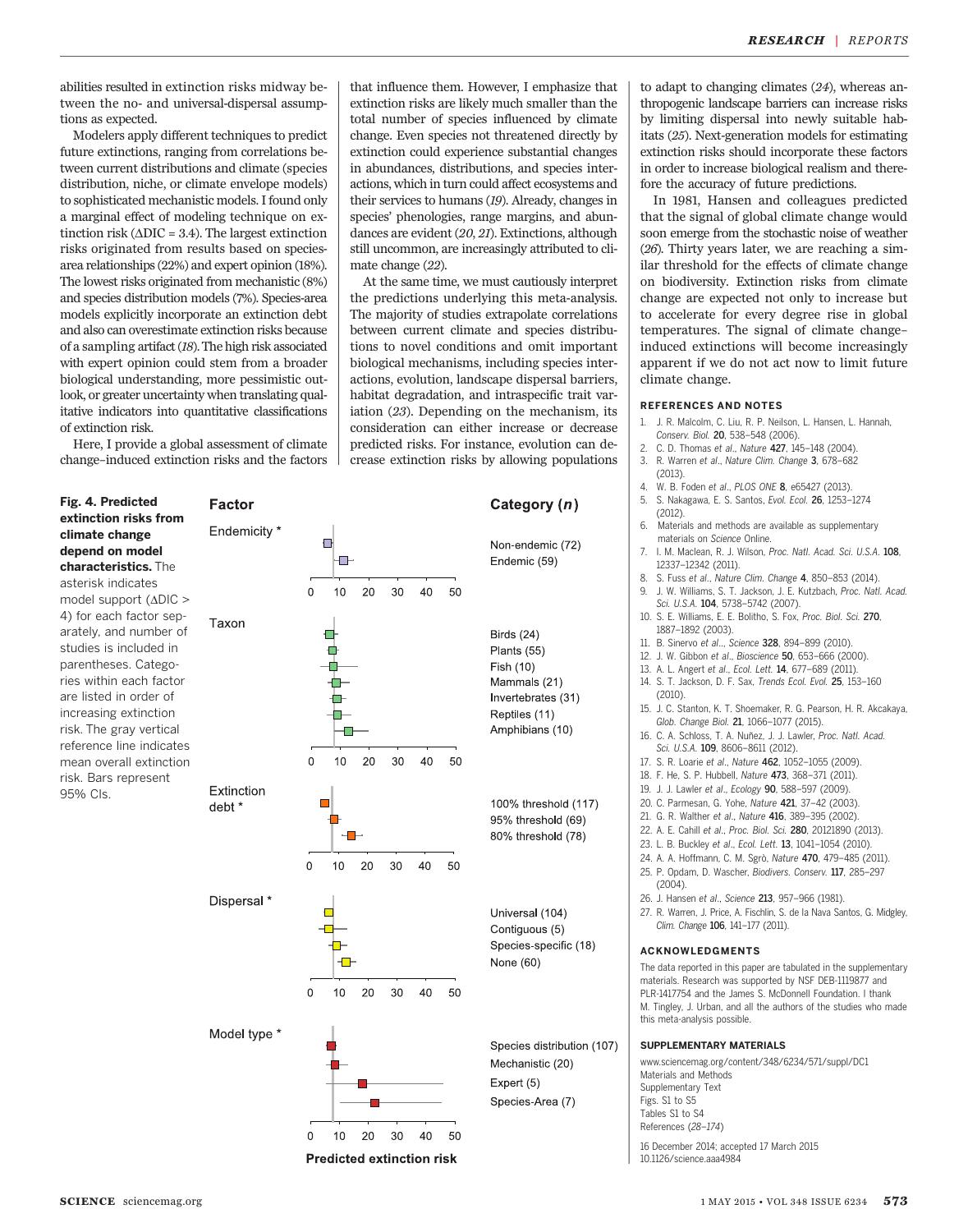abilities resulted in extinction risks midway between the no- and universal-dispersal assumptions as expected.

Modelers apply different techniques to predict future extinctions, ranging from correlations between current distributions and climate (species distribution, niche, or climate envelope models) to sophisticated mechanistic models. I found only a marginal effect of modeling technique on extinction risk ($\Delta$DIC = 3.4). The largest extinction risks originated from results based on species-area relationships (22%) and expert opinion (18%). The lowest risks originated from mechanistic (8%) and species distribution models (7%). Species-area models explicitly incorporate an extinction debt and also can overestimate extinction risks because of a sampling artifact (*18*). The high risk associated with expert opinion could stem from a broader biological understanding, more pessimistic outlook, or greater uncertainty when translating qualitative indicators into quantitative classifications of extinction risk.

Here, I provide a global assessment of climate change–induced extinction risks and the factors that influence them. However, I emphasize that extinction risks are likely much smaller than the total number of species influenced by climate change. Even species not threatened directly by extinction could experience substantial changes in abundances, distributions, and species interactions, which in turn could affect ecosystems and their services to humans (*19*). Already, changes in species' phenologies, range margins, and abundances are evident (*20*, *21*). Extinctions, although still uncommon, are increasingly attributed to climate change (*22*).

At the same time, we must cautiously interpret the predictions underlying this meta-analysis. The majority of studies extrapolate correlations between current climate and species distributions to novel conditions and omit important biological mechanisms, including species interactions, evolution, landscape dispersal barriers, habitat degradation, and intraspecific trait variation (*23*). Depending on the mechanism, its consideration can either increase or decrease predicted risks. For instance, evolution can decrease extinction risks by allowing populations to adapt to changing climates (*24*), whereas anthropogenic landscape barriers can increase risks by limiting dispersal into newly suitable habitats (*25*). Next-generation models for estimating extinction risks should incorporate these factors in order to increase biological realism and therefore the accuracy of future predictions.

In 1981, Hansen and colleagues predicted that the signal of global climate change would soon emerge from the stochastic noise of weather (*26*). Thirty years later, we are reaching a similar threshold for the effects of climate change on biodiversity. Extinction risks from climate change are expected not only to increase but to accelerate for every degree rise in global temperatures. The signal of climate change–induced extinctions will become increasingly apparent if we do not act now to limit future climate change.

Factor
Category (*n*)

Endemicity *
Non-endemic (72)
Endemic (59)

Taxon
Birds (24)
Plants (55)
Fish (10)
Mammals (21)
Invertebrates (31)
Reptiles (11)
Amphibians (10)

Extinction debt *
100% threshold (117)
95% threshold (69)
80% threshold (78)

Dispersal *
Universal (104)
Contiguous (5)
Species-specific (18)
None (60)

Model type *
Species distribution (107)
Mechanistic (20)
Expert (5)
Species-Area (7)

0 10 20 30 40 50

Predicted extinction risk

**Fig. 4. Predicted extinction risks from climate change depend on model characteristics.** The asterisk indicates model support ($\Delta$DIC > 4) for each factor separately, and number of studies is included in parentheses. Categories within each factor are listed in order of increasing extinction risk. The gray vertical reference line indicates mean overall extinction risk. Bars represent 95% CIs.

## REFERENCES AND NOTES

1. J. R. Malcolm, C. Liu, R. P. Neilson, L. Hansen, L. Hannah, *Conserv. Biol.* **20**, 538–548 (2006).
2. C. D. Thomas *et al.*, *Nature* **427**, 145–148 (2004).
3. R. Warren *et al.*, *Nature Clim. Change* **3**, 678–682 (2013).
4. W. B. Foden *et al.*, *PLOS ONE* **8**, e65427 (2013).
5. S. Nakagawa, E. S. Santos, *Evol. Ecol.* **26**, 1253–1274 (2012).
6. Materials and methods are available as supplementary materials on *Science* Online.
7. I. M. Maclean, R. J. Wilson, *Proc. Natl. Acad. Sci. U.S.A.* **108**, 12337–12342 (2011).
8. S. Fuss *et al.*, *Nature Clim. Change* **4**, 850–853 (2014).
9. J. W. Williams, S. T. Jackson, J. E. Kutzbach, *Proc. Natl. Acad. Sci. U.S.A.* **104**, 5738–5742 (2007).
10. S. E. Williams, E. E. Bolitho, S. Fox, *Proc. Biol. Sci.* **270**, 1887–1892 (2003).
11. B. Sinervo *et al.*., *Science* **328**, 894–899 (2010).
12. J. W. Gibbon *et al.*, *Bioscience* **50**, 653–666 (2000).
13. A. L. Angert *et al.*, *Ecol. Lett.* **14**, 677–689 (2011).
14. S. T. Jackson, D. F. Sax, *Trends Ecol. Evol.* **25**, 153–160 (2010).
15. J. C. Stanton, K. T. Shoemaker, R. G. Pearson, H. R. Akcakaya, *Glob. Change Biol.* **21**, 1066–1077 (2015).
16. C. A. Schloss, T. A. Nuñez, J. J. Lawler, *Proc. Natl. Acad. Sci. U.S.A.* **109**, 8606–8611 (2012).
17. S. R. Loarie *et al.*, *Nature* **462**, 1052–1055 (2009).
18. F. He, S. P. Hubbell, *Nature* **473**, 368–371 (2011).
19. J. J. Lawler *et al.*, *Ecology* **90**, 588–597 (2009).
20. C. Parmesan, G. Yohe, *Nature* **421**, 37–42 (2003).
21. G. R. Walther *et al.*, *Nature* **416**, 389–395 (2002).
22. A. E. Cahill *et al.*, *Proc. Biol. Sci.* **280**, 20121890 (2013).
23. L. B. Buckley *et al.*, *Ecol. Lett.* **13**, 1041–1054 (2010).
24. A. A. Hoffmann, C. M. Sgrò, *Nature* **470**, 479–485 (2011).
25. P. Opdam, D. Wascher, *Biodivers. Conserv.* **117**, 285–297 (2004).
26. J. Hansen *et al.*, *Science* **213**, 957–966 (1981).
27. R. Warren, J. Price, A. Fischlin, S. de la Nava Santos, G. Midgley, *Clim. Change* **106**, 141–177 (2011).

## ACKNOWLEDGMENTS

The data reported in this paper are tabulated in the supplementary materials. Research was supported by NSF DEB-1119877 and PLR-1417754 and the James S. McDonnell Foundation. I thank M. Tingley, J. Urban, and all the authors of the studies who made this meta-analysis possible.

## SUPPLEMENTARY MATERIALS

www.sciencemag.org/content/348/6234/571/suppl/DC1
Materials and Methods
Supplementary Text
Figs. S1 to S5
Tables S1 to S4
References (*28*–*174*)

16 December 2014; accepted 17 March 2015
10.1126/science.aaa4984